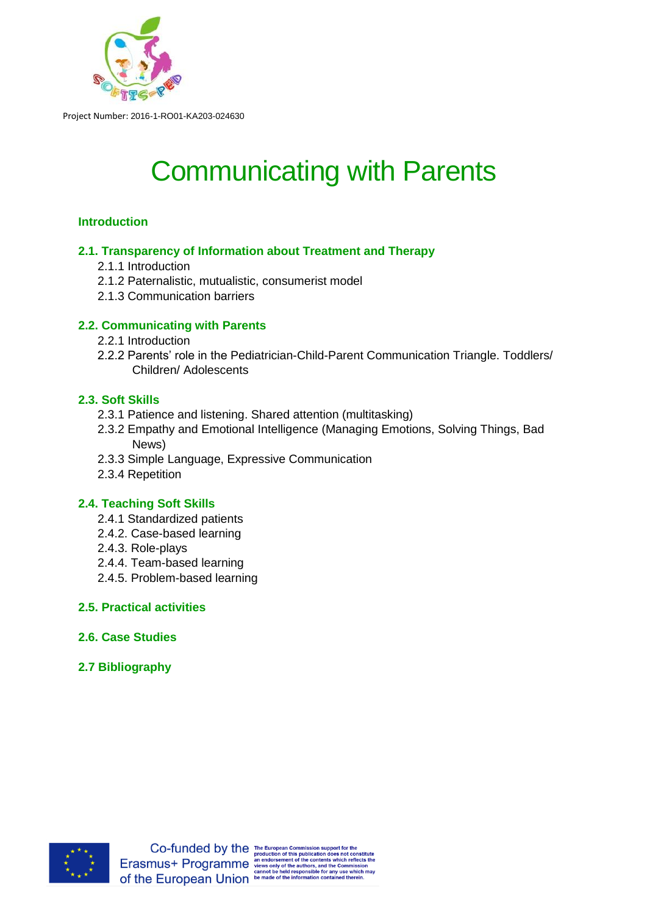Project Number: 2016-1-RO01-KA203-024630

# Communicating with Parents

**Introduction**

**2.1. Transparency of Information about Treatment and Therapy**

- 2.1.1 Introduction
- 2.1.2 Paternalistic, mutualistic, consumerist model
- 2.1.3 Communication barriers

**2.2. Communicating with Parents**

- 2.2.1 Introduction
- 2.2.2 Parents' role in the Pediatrician-Child-Parent Communication Triangle. Toddlers/ Children/ Adolescents

**2.3. Soft Skills**

- 2.3.1 Patience and listening. Shared attention (multitasking)
- 2.3.2 Empathy and Emotional Intelligence (Managing Emotions, Solving Things, Bad News)
- 2.3.3 Simple Language, Expressive Communication
- 2.3.4 Repetition

**2.4. Teaching Soft Skills**

- 2.4.1 Standardized patients
- 2.4.2. Case-based learning
- 2.4.3. Role-plays
- 2.4.4. Team-based learning
- 2.4.5. Problem-based learning

**2.5. Practical activities**

**2.6. Case Studies**

**2.7 Bibliography**

Co-funded by the Erasmus+ Programme of the European Union

The European Commission support for the production of this publication does not constitute an endorsement of the contents which reflects the views only of the authors, and the Commission cannot be held responsible for any use which may be made of the information contained therein.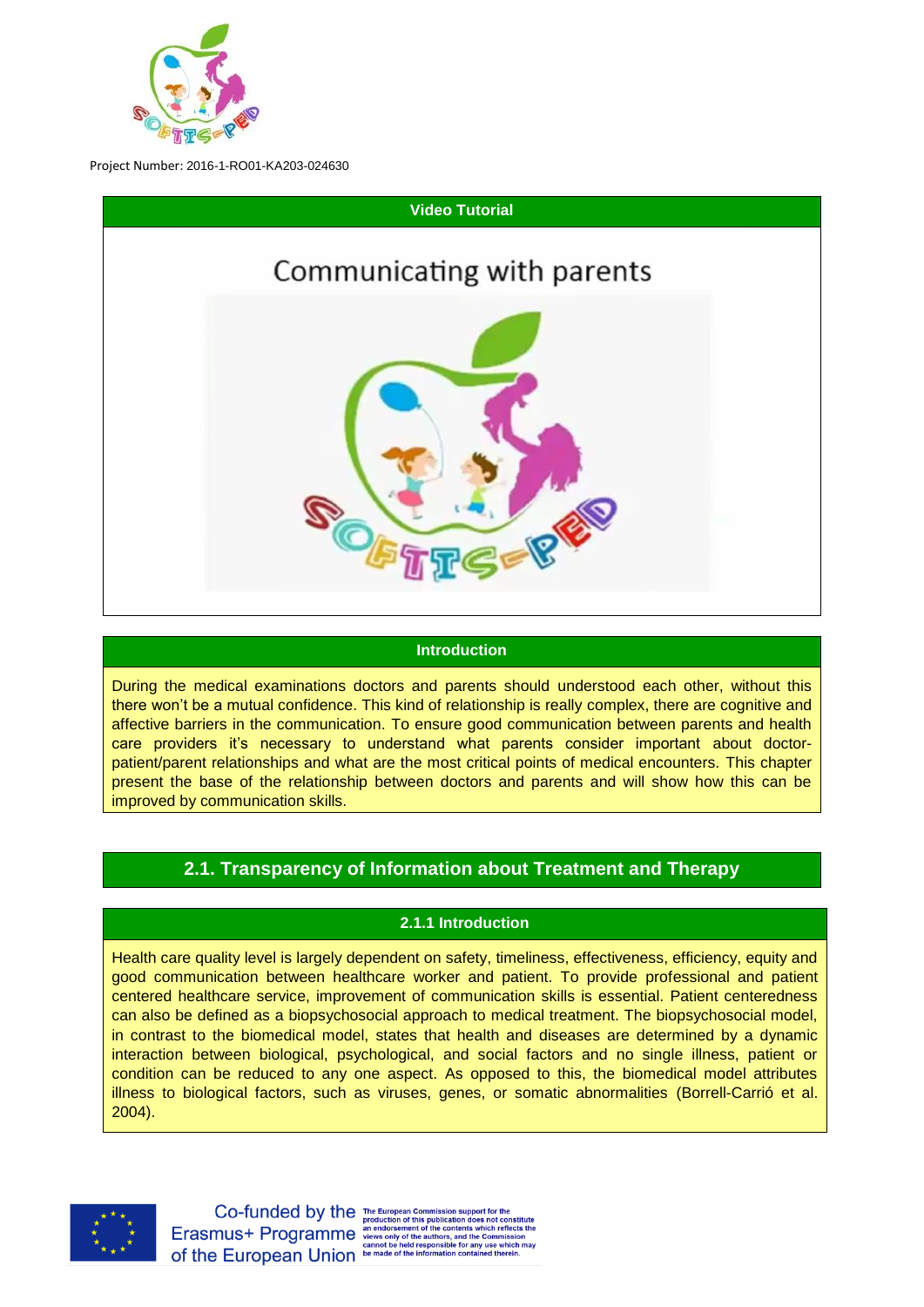Project Number: 2016-1-RO01-KA203-024630

**Video Tutorial**

Communicating with parents

**Introduction**

During the medical examinations doctors and parents should understood each other, without this there won't be a mutual confidence. This kind of relationship is really complex, there are cognitive and affective barriers in the communication. To ensure good communication between parents and health care providers it's necessary to understand what parents consider important about doctor-patient/parent relationships and what are the most critical points of medical encounters. This chapter present the base of the relationship between doctors and parents and will show how this can be improved by communication skills.

## 2.1. Transparency of Information about Treatment and Therapy

### 2.1.1 Introduction

Health care quality level is largely dependent on safety, timeliness, effectiveness, efficiency, equity and good communication between healthcare worker and patient. To provide professional and patient centered healthcare service, improvement of communication skills is essential. Patient centeredness can also be defined as a biopsychosocial approach to medical treatment. The biopsychosocial model, in contrast to the biomedical model, states that health and diseases are determined by a dynamic interaction between biological, psychological, and social factors and no single illness, patient or condition can be reduced to any one aspect. As opposed to this, the biomedical model attributes illness to biological factors, such as viruses, genes, or somatic abnormalities (Borrell-Carrió et al. 2004).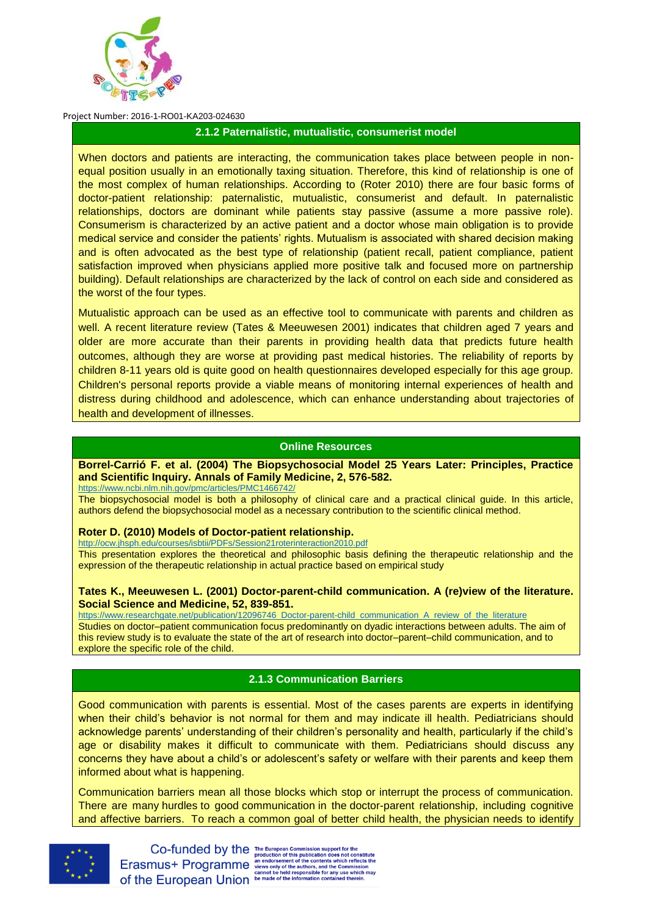### 2.1.2 Paternalistic, mutualistic, consumerist model

When doctors and patients are interacting, the communication takes place between people in non-equal position usually in an emotionally taxing situation. Therefore, this kind of relationship is one of the most complex of human relationships. According to (Roter 2010) there are four basic forms of doctor-patient relationship: paternalistic, mutualistic, consumerist and default. In paternalistic relationships, doctors are dominant while patients stay passive (assume a more passive role). Consumerism is characterized by an active patient and a doctor whose main obligation is to provide medical service and consider the patients' rights. Mutualism is associated with shared decision making and is often advocated as the best type of relationship (patient recall, patient compliance, patient satisfaction improved when physicians applied more positive talk and focused more on partnership building). Default relationships are characterized by the lack of control on each side and considered as the worst of the four types.

Mutualistic approach can be used as an effective tool to communicate with parents and children as well. A recent literature review (Tates & Meeuwesen 2001) indicates that children aged 7 years and older are more accurate than their parents in providing health data that predicts future health outcomes, although they are worse at providing past medical histories. The reliability of reports by children 8-11 years old is quite good on health questionnaires developed especially for this age group. Children's personal reports provide a viable means of monitoring internal experiences of health and distress during childhood and adolescence, which can enhance understanding about trajectories of health and development of illnesses.

### Online Resources

**Borrel-Carrió F. et al. (2004) The Biopsychosocial Model 25 Years Later: Principles, Practice and Scientific Inquiry. Annals of Family Medicine, 2, 576-582.**
https://www.ncbi.nlm.nih.gov/pmc/articles/PMC1466742/
The biopsychosocial model is both a philosophy of clinical care and a practical clinical guide. In this article, authors defend the biopsychosocial model as a necessary contribution to the scientific clinical method.

**Roter D. (2010) Models of Doctor-patient relationship.**
http://ocw.jhsph.edu/courses/isbtii/PDFs/Session21roterinteraction2010.pdf
This presentation explores the theoretical and philosophic basis defining the therapeutic relationship and the expression of the therapeutic relationship in actual practice based on empirical study

**Tates K., Meeuwesen L. (2001) Doctor-parent-child communication. A (re)view of the literature. Social Science and Medicine, 52, 839-851.**
https://www.researchgate.net/publication/12096746_Doctor-parent-child_communication_A_review_of_the_literature
Studies on doctor–patient communication focus predominantly on dyadic interactions between adults. The aim of this review study is to evaluate the state of the art of research into doctor–parent–child communication, and to explore the specific role of the child.

### 2.1.3 Communication Barriers

Good communication with parents is essential. Most of the cases parents are experts in identifying when their child's behavior is not normal for them and may indicate ill health. Pediatricians should acknowledge parents' understanding of their children's personality and health, particularly if the child's age or disability makes it difficult to communicate with them. Pediatricians should discuss any concerns they have about a child's or adolescent's safety or welfare with their parents and keep them informed about what is happening.

Communication barriers mean all those blocks which stop or interrupt the process of communication. There are many hurdles to good communication in the doctor-parent relationship, including cognitive and affective barriers. To reach a common goal of better child health, the physician needs to identify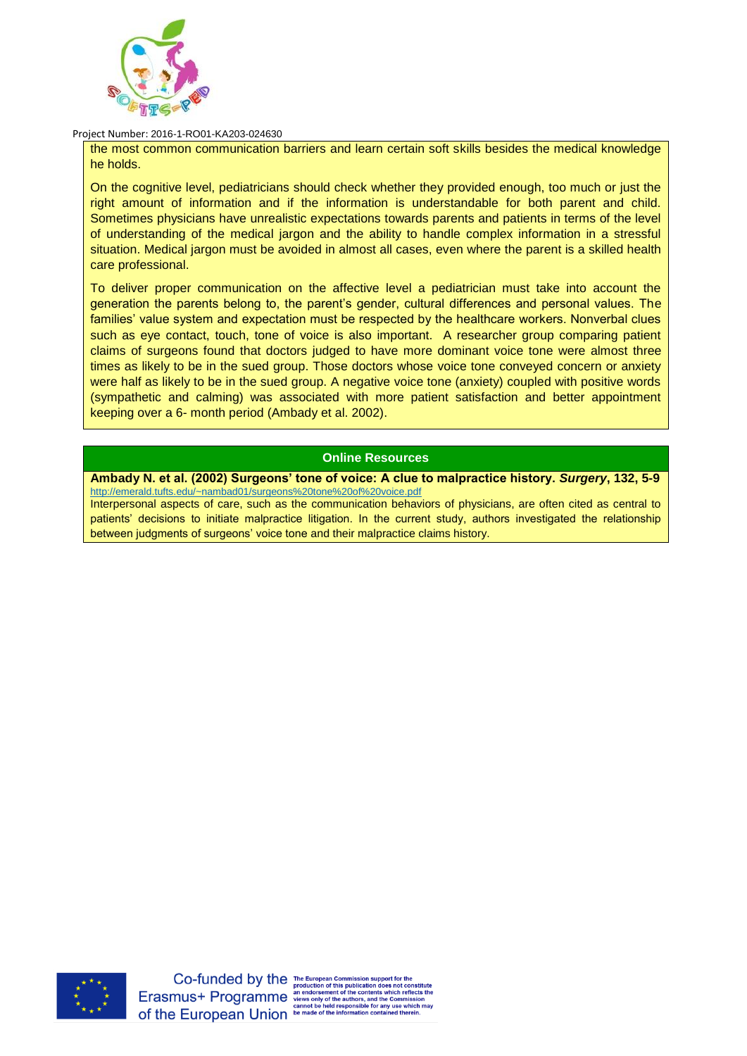the most common communication barriers and learn certain soft skills besides the medical knowledge he holds.

On the cognitive level, pediatricians should check whether they provided enough, too much or just the right amount of information and if the information is understandable for both parent and child. Sometimes physicians have unrealistic expectations towards parents and patients in terms of the level of understanding of the medical jargon and the ability to handle complex information in a stressful situation. Medical jargon must be avoided in almost all cases, even where the parent is a skilled health care professional.

To deliver proper communication on the affective level a pediatrician must take into account the generation the parents belong to, the parent's gender, cultural differences and personal values. The families' value system and expectation must be respected by the healthcare workers. Nonverbal clues such as eye contact, touch, tone of voice is also important. A researcher group comparing patient claims of surgeons found that doctors judged to have more dominant voice tone were almost three times as likely to be in the sued group. Those doctors whose voice tone conveyed concern or anxiety were half as likely to be in the sued group. A negative voice tone (anxiety) coupled with positive words (sympathetic and calming) was associated with more patient satisfaction and better appointment keeping over a 6- month period (Ambady et al. 2002).

### Online Resources

**Ambady N. et al. (2002) Surgeons' tone of voice: A clue to malpractice history. *Surgery*, 132, 5-9**
http://emerald.tufts.edu/~nambad01/surgeons%20tone%20of%20voice.pdf

Interpersonal aspects of care, such as the communication behaviors of physicians, are often cited as central to patients' decisions to initiate malpractice litigation. In the current study, authors investigated the relationship between judgments of surgeons' voice tone and their malpractice claims history.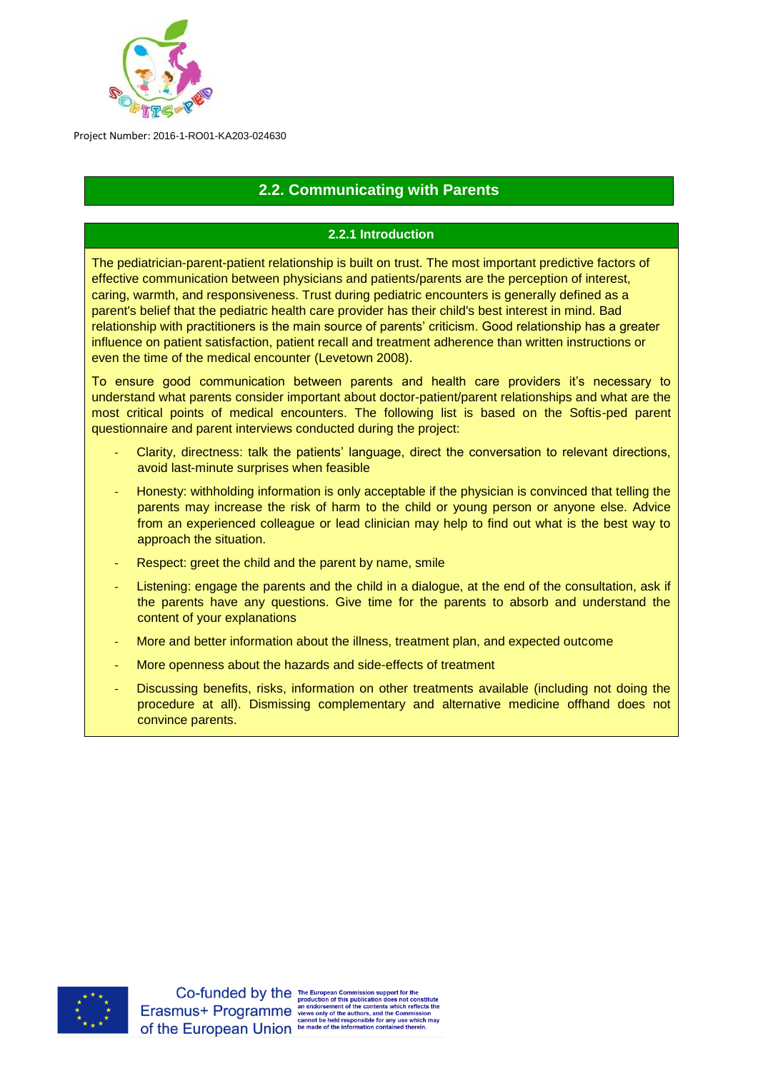## 2.2. Communicating with Parents

### 2.2.1 Introduction

The pediatrician-parent-patient relationship is built on trust. The most important predictive factors of effective communication between physicians and patients/parents are the perception of interest, caring, warmth, and responsiveness. Trust during pediatric encounters is generally defined as a parent's belief that the pediatric health care provider has their child's best interest in mind. Bad relationship with practitioners is the main source of parents' criticism. Good relationship has a greater influence on patient satisfaction, patient recall and treatment adherence than written instructions or even the time of the medical encounter (Levetown 2008).

To ensure good communication between parents and health care providers it's necessary to understand what parents consider important about doctor-patient/parent relationships and what are the most critical points of medical encounters. The following list is based on the Softis-ped parent questionnaire and parent interviews conducted during the project:

- Clarity, directness: talk the patients' language, direct the conversation to relevant directions, avoid last-minute surprises when feasible
- Honesty: withholding information is only acceptable if the physician is convinced that telling the parents may increase the risk of harm to the child or young person or anyone else. Advice from an experienced colleague or lead clinician may help to find out what is the best way to approach the situation.
- Respect: greet the child and the parent by name, smile
- Listening: engage the parents and the child in a dialogue, at the end of the consultation, ask if the parents have any questions. Give time for the parents to absorb and understand the content of your explanations
- More and better information about the illness, treatment plan, and expected outcome
- More openness about the hazards and side-effects of treatment
- Discussing benefits, risks, information on other treatments available (including not doing the procedure at all). Dismissing complementary and alternative medicine offhand does not convince parents.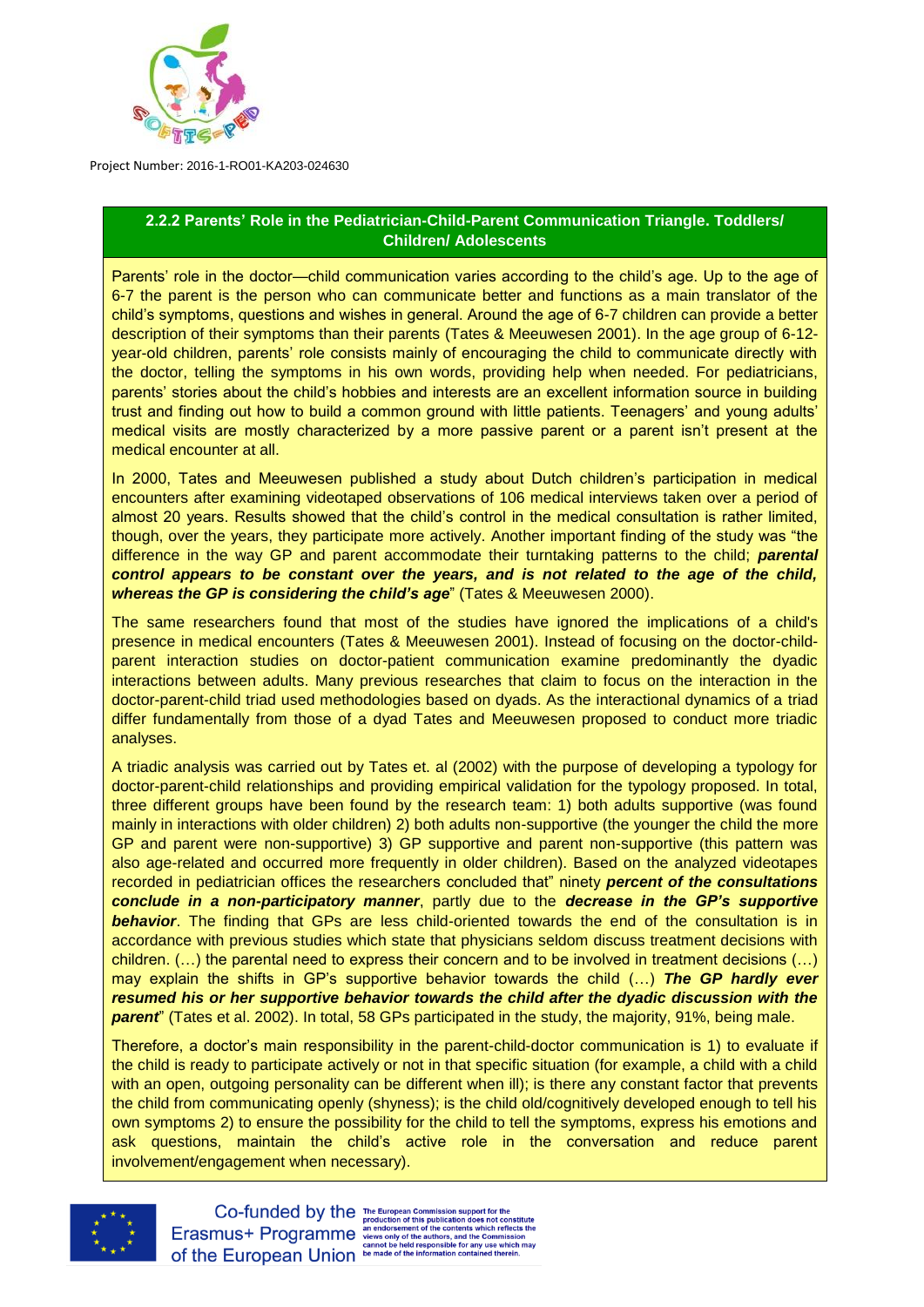## 2.2.2 Parents' Role in the Pediatrician-Child-Parent Communication Triangle. Toddlers/ Children/ Adolescents

Parents' role in the doctor—child communication varies according to the child's age. Up to the age of 6-7 the parent is the person who can communicate better and functions as a main translator of the child's symptoms, questions and wishes in general. Around the age of 6-7 children can provide a better description of their symptoms than their parents (Tates & Meeuwesen 2001). In the age group of 6-12-year-old children, parents' role consists mainly of encouraging the child to communicate directly with the doctor, telling the symptoms in his own words, providing help when needed. For pediatricians, parents' stories about the child's hobbies and interests are an excellent information source in building trust and finding out how to build a common ground with little patients. Teenagers' and young adults' medical visits are mostly characterized by a more passive parent or a parent isn't present at the medical encounter at all.

In 2000, Tates and Meeuwesen published a study about Dutch children's participation in medical encounters after examining videotaped observations of 106 medical interviews taken over a period of almost 20 years. Results showed that the child's control in the medical consultation is rather limited, though, over the years, they participate more actively. Another important finding of the study was "the difference in the way GP and parent accommodate their turntaking patterns to the child; ***parental control appears to be constant over the years, and is not related to the age of the child, whereas the GP is considering the child's age***" (Tates & Meeuwesen 2000).

The same researchers found that most of the studies have ignored the implications of a child's presence in medical encounters (Tates & Meeuwesen 2001). Instead of focusing on the doctor-child-parent interaction studies on doctor-patient communication examine predominantly the dyadic interactions between adults. Many previous researches that claim to focus on the interaction in the doctor-parent-child triad used methodologies based on dyads. As the interactional dynamics of a triad differ fundamentally from those of a dyad Tates and Meeuwesen proposed to conduct more triadic analyses.

A triadic analysis was carried out by Tates et. al (2002) with the purpose of developing a typology for doctor-parent-child relationships and providing empirical validation for the typology proposed. In total, three different groups have been found by the research team: 1) both adults supportive (was found mainly in interactions with older children) 2) both adults non-supportive (the younger the child the more GP and parent were non-supportive) 3) GP supportive and parent non-supportive (this pattern was also age-related and occurred more frequently in older children). Based on the analyzed videotapes recorded in pediatrician offices the researchers concluded that" ninety ***percent of the consultations conclude in a non-participatory manner***, partly due to the ***decrease in the GP's supportive behavior***. The finding that GPs are less child-oriented towards the end of the consultation is in accordance with previous studies which state that physicians seldom discuss treatment decisions with children. (…) the parental need to express their concern and to be involved in treatment decisions (…) may explain the shifts in GP's supportive behavior towards the child (…) ***The GP hardly ever resumed his or her supportive behavior towards the child after the dyadic discussion with the parent***" (Tates et al. 2002). In total, 58 GPs participated in the study, the majority, 91%, being male.

Therefore, a doctor's main responsibility in the parent-child-doctor communication is 1) to evaluate if the child is ready to participate actively or not in that specific situation (for example, a child with a child with an open, outgoing personality can be different when ill); is there any constant factor that prevents the child from communicating openly (shyness); is the child old/cognitively developed enough to tell his own symptoms 2) to ensure the possibility for the child to tell the symptoms, express his emotions and ask questions, maintain the child's active role in the conversation and reduce parent involvement/engagement when necessary).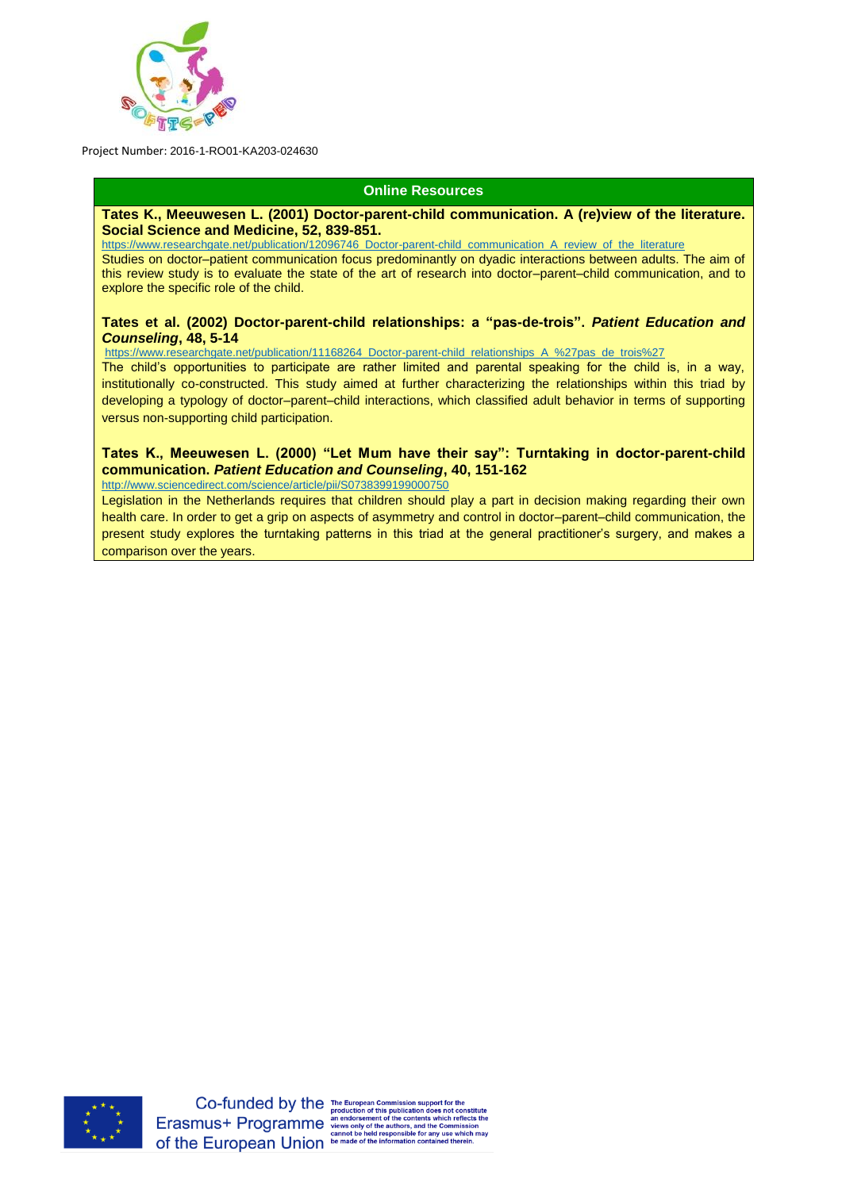Project Number: 2016-1-RO01-KA203-024630

## Online Resources

**Tates K., Meeuwesen L. (2001) Doctor-parent-child communication. A (re)view of the literature. Social Science and Medicine, 52, 839-851.**

https://www.researchgate.net/publication/12096746_Doctor-parent-child_communication_A_review_of_the_literature

Studies on doctor–patient communication focus predominantly on dyadic interactions between adults. The aim of this review study is to evaluate the state of the art of research into doctor–parent–child communication, and to explore the specific role of the child.

**Tates et al. (2002) Doctor-parent-child relationships: a "pas-de-trois".** ***Patient Education and Counseling*****, 48, 5-14**

https://www.researchgate.net/publication/11168264_Doctor-parent-child_relationships_A_%27pas_de_trois%27

The child's opportunities to participate are rather limited and parental speaking for the child is, in a way, institutionally co-constructed. This study aimed at further characterizing the relationships within this triad by developing a typology of doctor–parent–child interactions, which classified adult behavior in terms of supporting versus non-supporting child participation.

**Tates K., Meeuwesen L. (2000) "Let Mum have their say": Turntaking in doctor-parent-child communication.** ***Patient Education and Counseling*****, 40, 151-162**

http://www.sciencedirect.com/science/article/pii/S0738399199000750

Legislation in the Netherlands requires that children should play a part in decision making regarding their own health care. In order to get a grip on aspects of asymmetry and control in doctor–parent–child communication, the present study explores the turntaking patterns in this triad at the general practitioner's surgery, and makes a comparison over the years.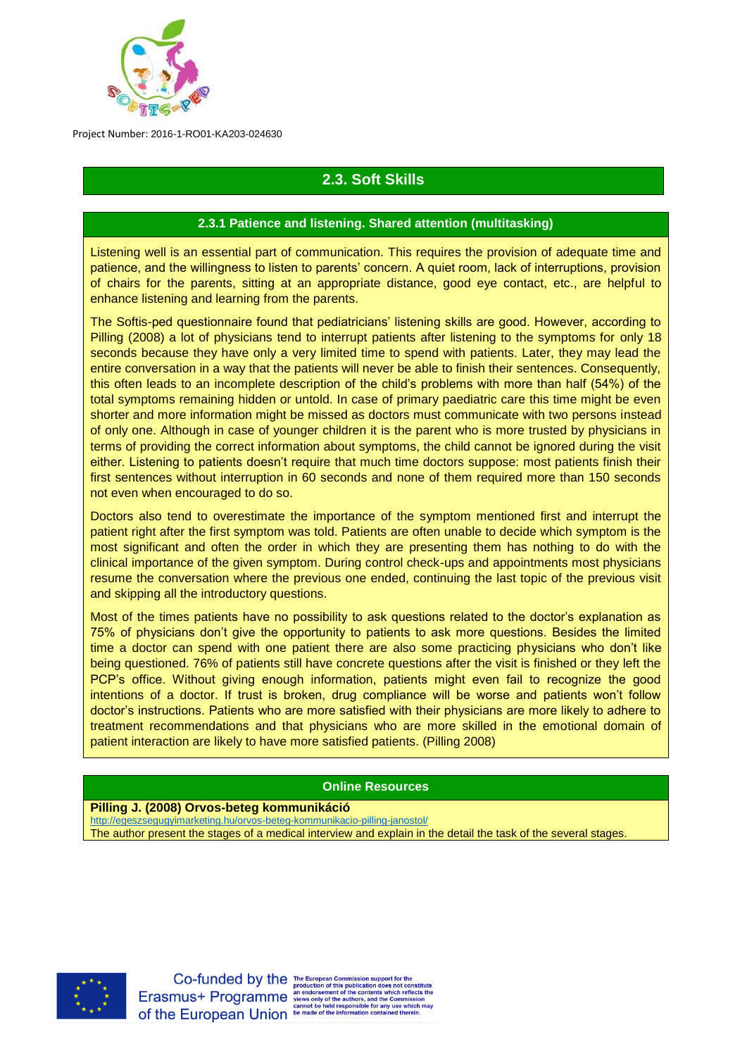## 2.3. Soft Skills

### 2.3.1 Patience and listening. Shared attention (multitasking)

Listening well is an essential part of communication. This requires the provision of adequate time and patience, and the willingness to listen to parents' concern. A quiet room, lack of interruptions, provision of chairs for the parents, sitting at an appropriate distance, good eye contact, etc., are helpful to enhance listening and learning from the parents.

The Softis-ped questionnaire found that pediatricians' listening skills are good. However, according to Pilling (2008) a lot of physicians tend to interrupt patients after listening to the symptoms for only 18 seconds because they have only a very limited time to spend with patients. Later, they may lead the entire conversation in a way that the patients will never be able to finish their sentences. Consequently, this often leads to an incomplete description of the child's problems with more than half (54%) of the total symptoms remaining hidden or untold. In case of primary paediatric care this time might be even shorter and more information might be missed as doctors must communicate with two persons instead of only one. Although in case of younger children it is the parent who is more trusted by physicians in terms of providing the correct information about symptoms, the child cannot be ignored during the visit either. Listening to patients doesn't require that much time doctors suppose: most patients finish their first sentences without interruption in 60 seconds and none of them required more than 150 seconds not even when encouraged to do so.

Doctors also tend to overestimate the importance of the symptom mentioned first and interrupt the patient right after the first symptom was told. Patients are often unable to decide which symptom is the most significant and often the order in which they are presenting them has nothing to do with the clinical importance of the given symptom. During control check-ups and appointments most physicians resume the conversation where the previous one ended, continuing the last topic of the previous visit and skipping all the introductory questions.

Most of the times patients have no possibility to ask questions related to the doctor's explanation as 75% of physicians don't give the opportunity to patients to ask more questions. Besides the limited time a doctor can spend with one patient there are also some practicing physicians who don't like being questioned. 76% of patients still have concrete questions after the visit is finished or they left the PCP's office. Without giving enough information, patients might even fail to recognize the good intentions of a doctor. If trust is broken, drug compliance will be worse and patients won't follow doctor's instructions. Patients who are more satisfied with their physicians are more likely to adhere to treatment recommendations and that physicians who are more skilled in the emotional domain of patient interaction are likely to have more satisfied patients. (Pilling 2008)

### Online Resources

**Pilling J. (2008) Orvos-beteg kommunikáció**
http://egeszsegugyimarketing.hu/orvos-beteg-kommunikacio-pilling-janostol/
The author present the stages of a medical interview and explain in the detail the task of the several stages.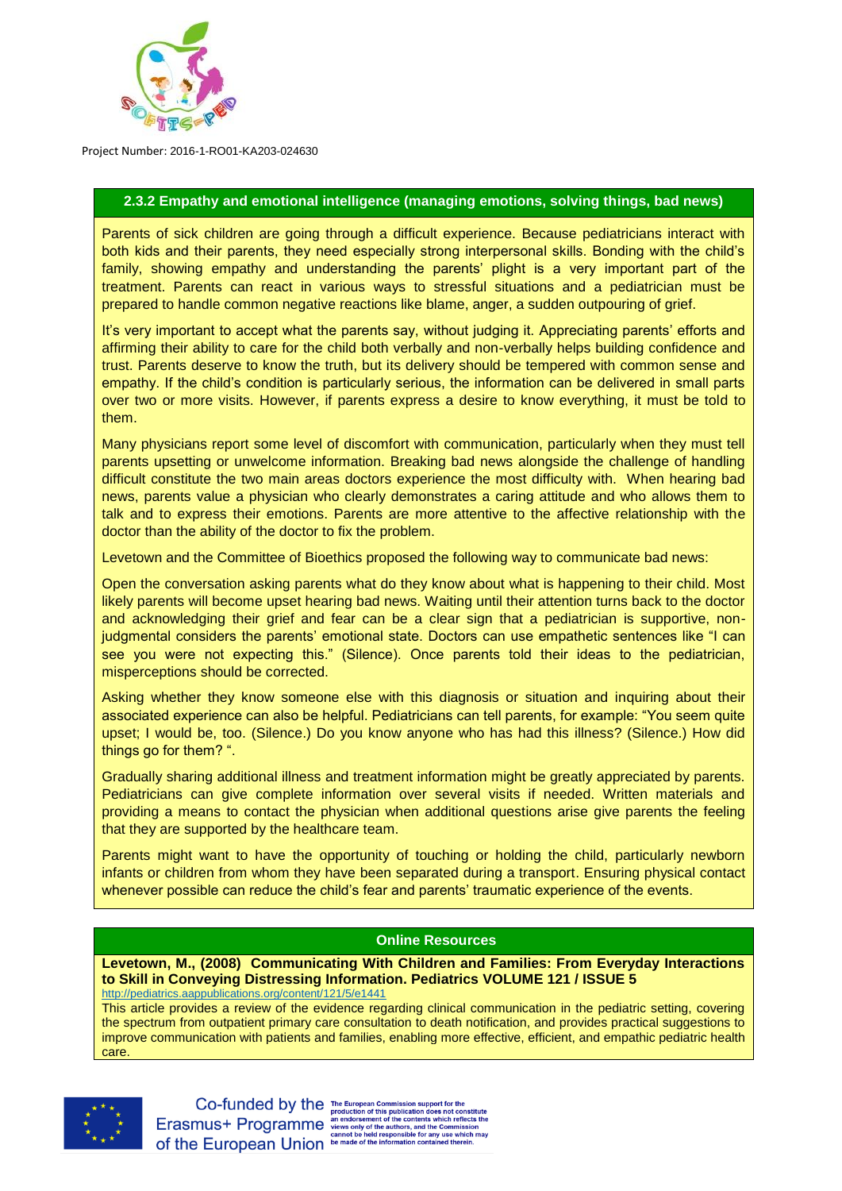### 2.3.2 Empathy and emotional intelligence (managing emotions, solving things, bad news)

Parents of sick children are going through a difficult experience. Because pediatricians interact with both kids and their parents, they need especially strong interpersonal skills. Bonding with the child's family, showing empathy and understanding the parents' plight is a very important part of the treatment. Parents can react in various ways to stressful situations and a pediatrician must be prepared to handle common negative reactions like blame, anger, a sudden outpouring of grief.

It's very important to accept what the parents say, without judging it. Appreciating parents' efforts and affirming their ability to care for the child both verbally and non-verbally helps building confidence and trust. Parents deserve to know the truth, but its delivery should be tempered with common sense and empathy. If the child's condition is particularly serious, the information can be delivered in small parts over two or more visits. However, if parents express a desire to know everything, it must be told to them.

Many physicians report some level of discomfort with communication, particularly when they must tell parents upsetting or unwelcome information. Breaking bad news alongside the challenge of handling difficult constitute the two main areas doctors experience the most difficulty with. When hearing bad news, parents value a physician who clearly demonstrates a caring attitude and who allows them to talk and to express their emotions. Parents are more attentive to the affective relationship with the doctor than the ability of the doctor to fix the problem.

Levetown and the Committee of Bioethics proposed the following way to communicate bad news:

Open the conversation asking parents what do they know about what is happening to their child. Most likely parents will become upset hearing bad news. Waiting until their attention turns back to the doctor and acknowledging their grief and fear can be a clear sign that a pediatrician is supportive, non-judgmental considers the parents' emotional state. Doctors can use empathetic sentences like "I can see you were not expecting this." (Silence). Once parents told their ideas to the pediatrician, misperceptions should be corrected.

Asking whether they know someone else with this diagnosis or situation and inquiring about their associated experience can also be helpful. Pediatricians can tell parents, for example: "You seem quite upset; I would be, too. (Silence.) Do you know anyone who has had this illness? (Silence.) How did things go for them? ".

Gradually sharing additional illness and treatment information might be greatly appreciated by parents. Pediatricians can give complete information over several visits if needed. Written materials and providing a means to contact the physician when additional questions arise give parents the feeling that they are supported by the healthcare team.

Parents might want to have the opportunity of touching or holding the child, particularly newborn infants or children from whom they have been separated during a transport. Ensuring physical contact whenever possible can reduce the child's fear and parents' traumatic experience of the events.

#### Online Resources

**Levetown, M., (2008) Communicating With Children and Families: From Everyday Interactions to Skill in Conveying Distressing Information. Pediatrics VOLUME 121 / ISSUE 5**
http://pediatrics.aappublications.org/content/121/5/e1441
This article provides a review of the evidence regarding clinical communication in the pediatric setting, covering the spectrum from outpatient primary care consultation to death notification, and provides practical suggestions to improve communication with patients and families, enabling more effective, efficient, and empathic pediatric health care.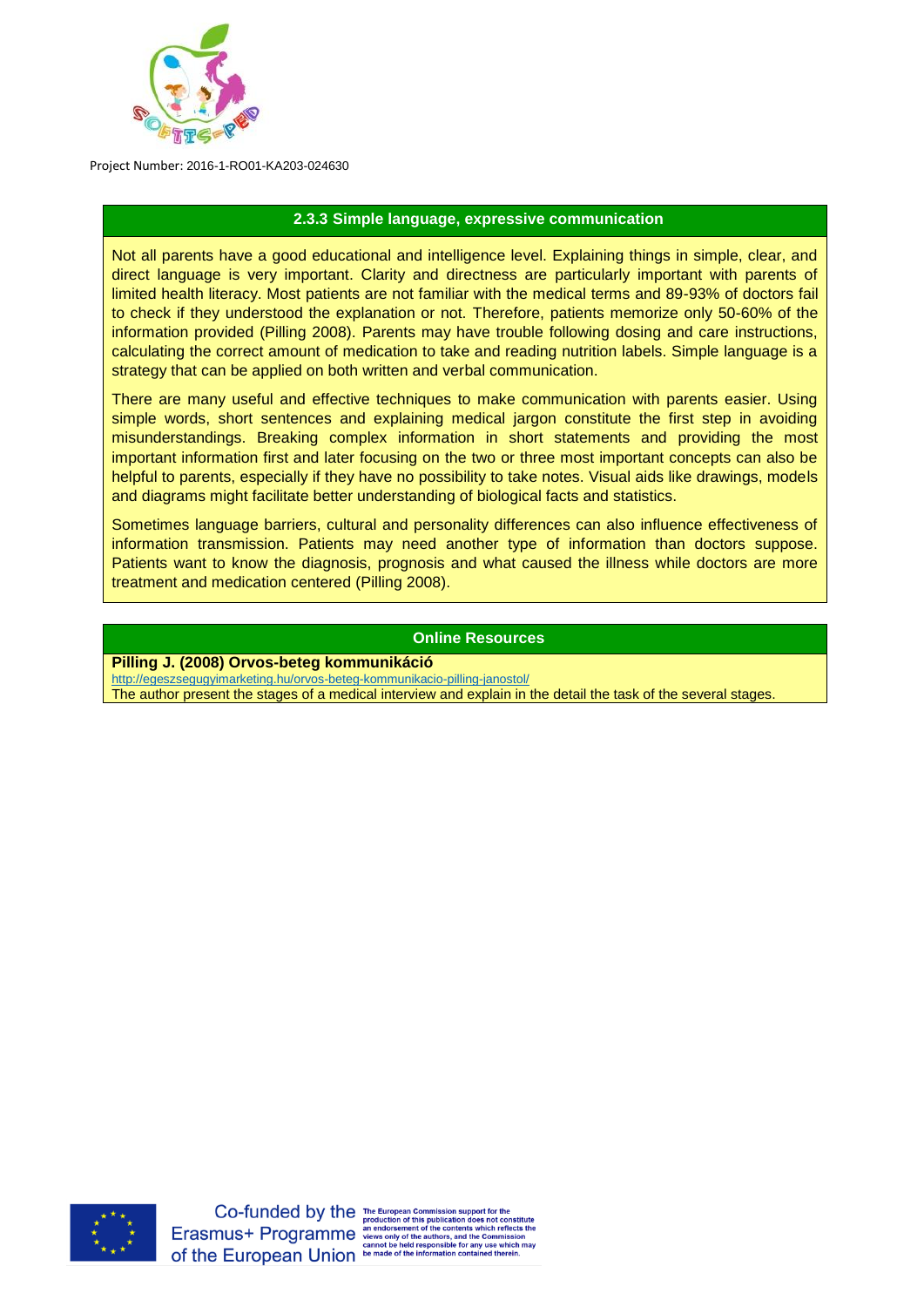### 2.3.3 Simple language, expressive communication

Not all parents have a good educational and intelligence level. Explaining things in simple, clear, and direct language is very important. Clarity and directness are particularly important with parents of limited health literacy. Most patients are not familiar with the medical terms and 89-93% of doctors fail to check if they understood the explanation or not. Therefore, patients memorize only 50-60% of the information provided (Pilling 2008). Parents may have trouble following dosing and care instructions, calculating the correct amount of medication to take and reading nutrition labels. Simple language is a strategy that can be applied on both written and verbal communication.

There are many useful and effective techniques to make communication with parents easier. Using simple words, short sentences and explaining medical jargon constitute the first step in avoiding misunderstandings. Breaking complex information in short statements and providing the most important information first and later focusing on the two or three most important concepts can also be helpful to parents, especially if they have no possibility to take notes. Visual aids like drawings, models and diagrams might facilitate better understanding of biological facts and statistics.

Sometimes language barriers, cultural and personality differences can also influence effectiveness of information transmission. Patients may need another type of information than doctors suppose. Patients want to know the diagnosis, prognosis and what caused the illness while doctors are more treatment and medication centered (Pilling 2008).

### Online Resources

**Pilling J. (2008) Orvos-beteg kommunikáció**

http://egeszsegugyimarketing.hu/orvos-beteg-kommunikacio-pilling-janostol/

The author present the stages of a medical interview and explain in the detail the task of the several stages.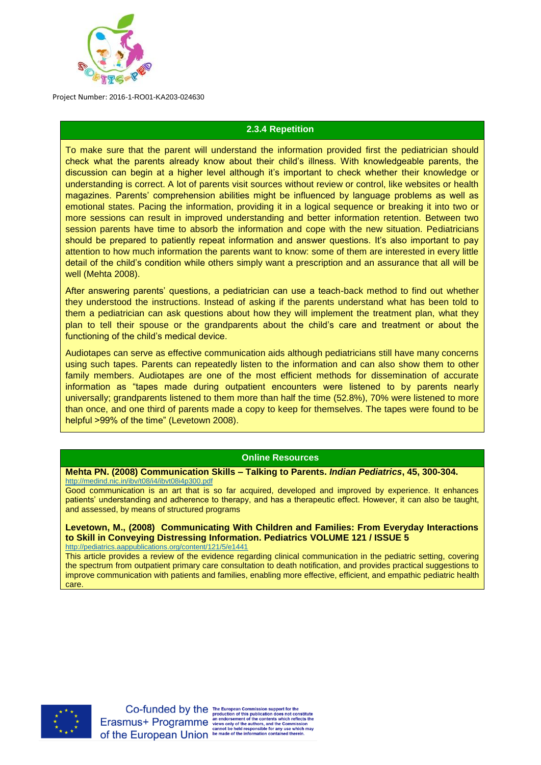### 2.3.4 Repetition

To make sure that the parent will understand the information provided first the pediatrician should check what the parents already know about their child's illness. With knowledgeable parents, the discussion can begin at a higher level although it's important to check whether their knowledge or understanding is correct. A lot of parents visit sources without review or control, like websites or health magazines. Parents' comprehension abilities might be influenced by language problems as well as emotional states. Pacing the information, providing it in a logical sequence or breaking it into two or more sessions can result in improved understanding and better information retention. Between two session parents have time to absorb the information and cope with the new situation. Pediatricians should be prepared to patiently repeat information and answer questions. It's also important to pay attention to how much information the parents want to know: some of them are interested in every little detail of the child's condition while others simply want a prescription and an assurance that all will be well (Mehta 2008).

After answering parents' questions, a pediatrician can use a teach-back method to find out whether they understood the instructions. Instead of asking if the parents understand what has been told to them a pediatrician can ask questions about how they will implement the treatment plan, what they plan to tell their spouse or the grandparents about the child's care and treatment or about the functioning of the child's medical device.

Audiotapes can serve as effective communication aids although pediatricians still have many concerns using such tapes. Parents can repeatedly listen to the information and can also show them to other family members. Audiotapes are one of the most efficient methods for dissemination of accurate information as "tapes made during outpatient encounters were listened to by parents nearly universally; grandparents listened to them more than half the time (52.8%), 70% were listened to more than once, and one third of parents made a copy to keep for themselves. The tapes were found to be helpful >99% of the time" (Levetown 2008).

### Online Resources

**Mehta PN. (2008) Communication Skills – Talking to Parents. *Indian Pediatrics*, 45, 300-304.**
http://medind.nic.in/ibv/t08/i4/ibvt08i4p300.pdf

Good communication is an art that is so far acquired, developed and improved by experience. It enhances patients' understanding and adherence to therapy, and has a therapeutic effect. However, it can also be taught, and assessed, by means of structured programs

**Levetown, M., (2008) Communicating With Children and Families: From Everyday Interactions to Skill in Conveying Distressing Information. Pediatrics VOLUME 121 / ISSUE 5**
http://pediatrics.aappublications.org/content/121/5/e1441

This article provides a review of the evidence regarding clinical communication in the pediatric setting, covering the spectrum from outpatient primary care consultation to death notification, and provides practical suggestions to improve communication with patients and families, enabling more effective, efficient, and empathic pediatric health care.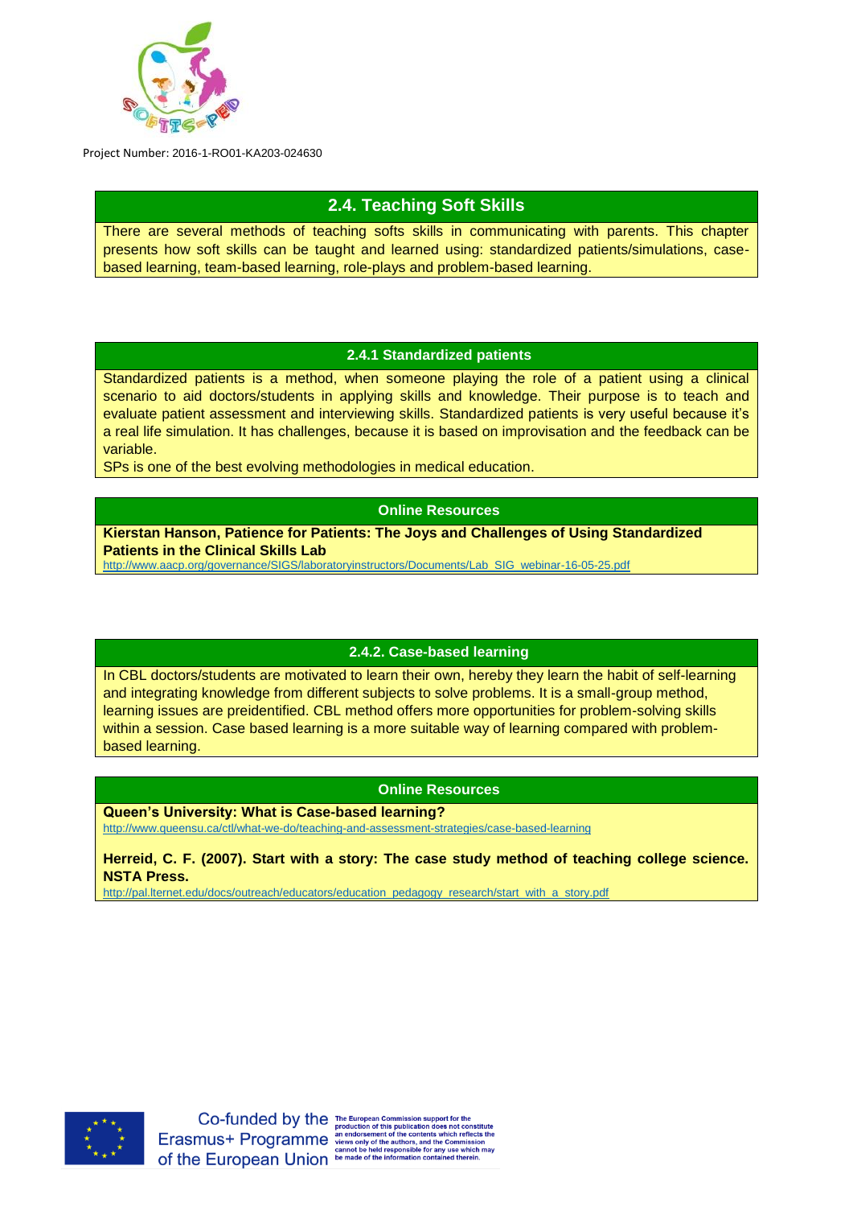## 2.4. Teaching Soft Skills

There are several methods of teaching softs skills in communicating with parents. This chapter presents how soft skills can be taught and learned using: standardized patients/simulations, case-based learning, team-based learning, role-plays and problem-based learning.

### 2.4.1 Standardized patients

Standardized patients is a method, when someone playing the role of a patient using a clinical scenario to aid doctors/students in applying skills and knowledge. Their purpose is to teach and evaluate patient assessment and interviewing skills. Standardized patients is very useful because it's a real life simulation. It has challenges, because it is based on improvisation and the feedback can be variable.

SPs is one of the best evolving methodologies in medical education.

#### Online Resources

**Kierstan Hanson, Patience for Patients: The Joys and Challenges of Using Standardized Patients in the Clinical Skills Lab**

http://www.aacp.org/governance/SIGS/laboratoryinstructors/Documents/Lab_SIG_webinar-16-05-25.pdf

### 2.4.2. Case-based learning

In CBL doctors/students are motivated to learn their own, hereby they learn the habit of self-learning and integrating knowledge from different subjects to solve problems. It is a small-group method, learning issues are preidentified. CBL method offers more opportunities for problem-solving skills within a session. Case based learning is a more suitable way of learning compared with problem-based learning.

#### Online Resources

**Queen's University: What is Case-based learning?**

http://www.queensu.ca/ctl/what-we-do/teaching-and-assessment-strategies/case-based-learning

**Herreid, C. F. (2007). Start with a story: The case study method of teaching college science. NSTA Press.**

http://pal.lternet.edu/docs/outreach/educators/education_pedagogy_research/start_with_a_story.pdf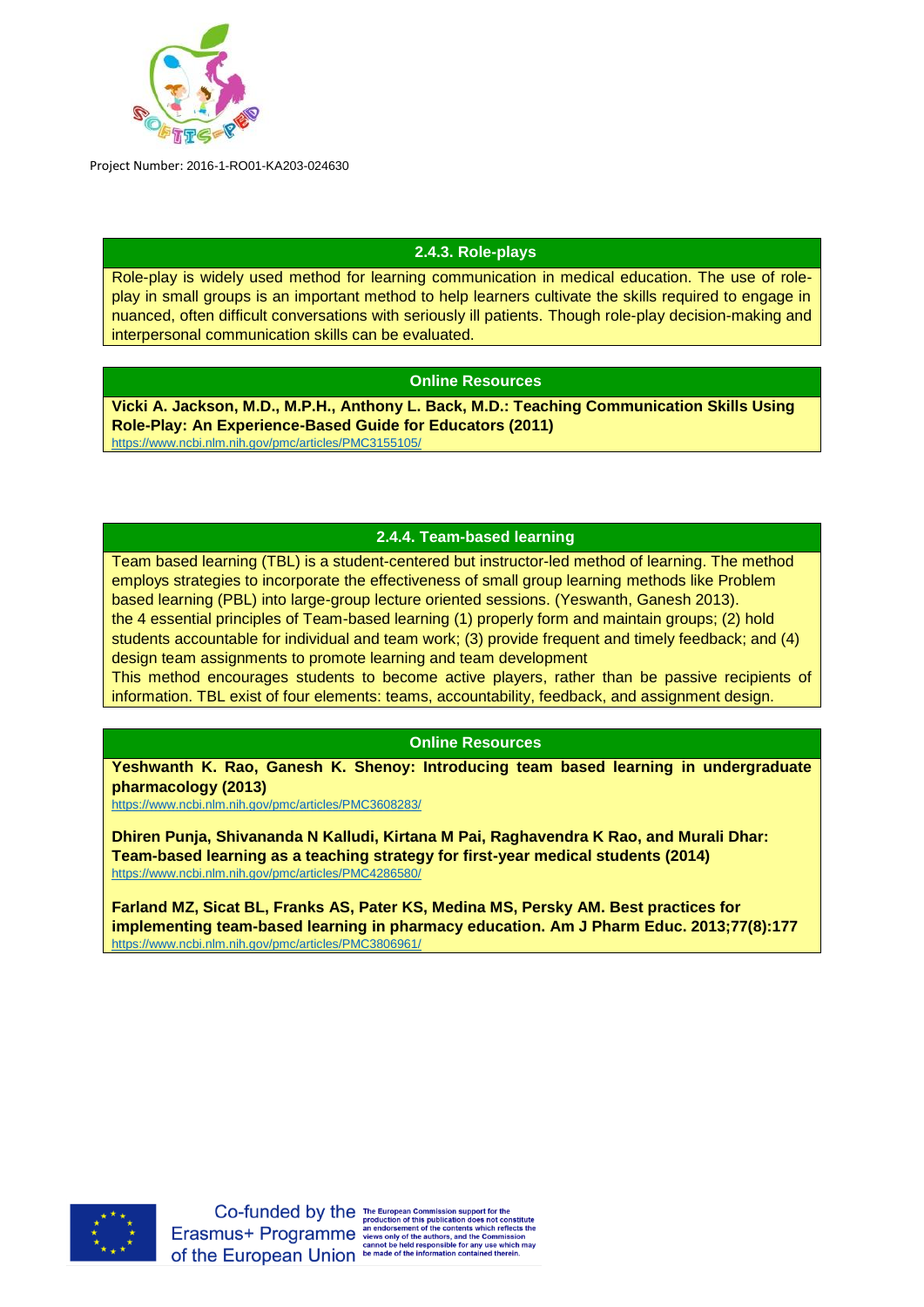### 2.4.3. Role-plays

Role-play is widely used method for learning communication in medical education. The use of role-play in small groups is an important method to help learners cultivate the skills required to engage in nuanced, often difficult conversations with seriously ill patients. Though role-play decision-making and interpersonal communication skills can be evaluated.

#### Online Resources

**Vicki A. Jackson, M.D., M.P.H., Anthony L. Back, M.D.: Teaching Communication Skills Using Role-Play: An Experience-Based Guide for Educators (2011)**
https://www.ncbi.nlm.nih.gov/pmc/articles/PMC3155105/

### 2.4.4. Team-based learning

Team based learning (TBL) is a student-centered but instructor-led method of learning. The method employs strategies to incorporate the effectiveness of small group learning methods like Problem based learning (PBL) into large-group lecture oriented sessions. (Yeswanth, Ganesh 2013).
the 4 essential principles of Team-based learning (1) properly form and maintain groups; (2) hold students accountable for individual and team work; (3) provide frequent and timely feedback; and (4) design team assignments to promote learning and team development
This method encourages students to become active players, rather than be passive recipients of information. TBL exist of four elements: teams, accountability, feedback, and assignment design.

#### Online Resources

**Yeshwanth K. Rao, Ganesh K. Shenoy: Introducing team based learning in undergraduate pharmacology (2013)**
https://www.ncbi.nlm.nih.gov/pmc/articles/PMC3608283/

**Dhiren Punja, Shivananda N Kalludi, Kirtana M Pai, Raghavendra K Rao, and Murali Dhar: Team-based learning as a teaching strategy for first-year medical students (2014)**
https://www.ncbi.nlm.nih.gov/pmc/articles/PMC4286580/

**Farland MZ, Sicat BL, Franks AS, Pater KS, Medina MS, Persky AM. Best practices for implementing team-based learning in pharmacy education. Am J Pharm Educ. 2013;77(8):177**
https://www.ncbi.nlm.nih.gov/pmc/articles/PMC3806961/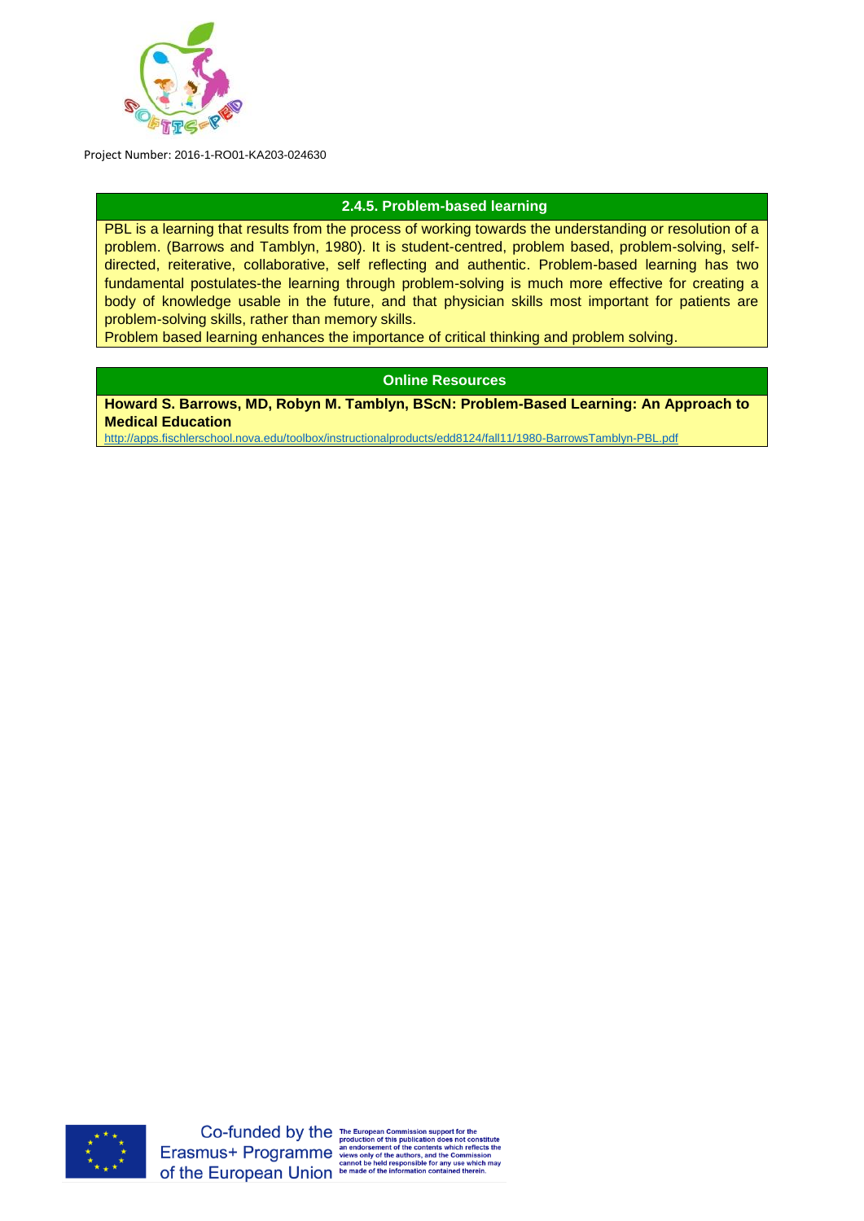### 2.4.5. Problem-based learning

PBL is a learning that results from the process of working towards the understanding or resolution of a problem. (Barrows and Tamblyn, 1980). It is student-centred, problem based, problem-solving, self-directed, reiterative, collaborative, self reflecting and authentic. Problem-based learning has two fundamental postulates-the learning through problem-solving is much more effective for creating a body of knowledge usable in the future, and that physician skills most important for patients are problem-solving skills, rather than memory skills.

Problem based learning enhances the importance of critical thinking and problem solving.

### Online Resources

**Howard S. Barrows, MD, Robyn M. Tamblyn, BScN: Problem-Based Learning: An Approach to Medical Education**

http://apps.fischlerschool.nova.edu/toolbox/instructionalproducts/edd8124/fall11/1980-BarrowsTamblyn-PBL.pdf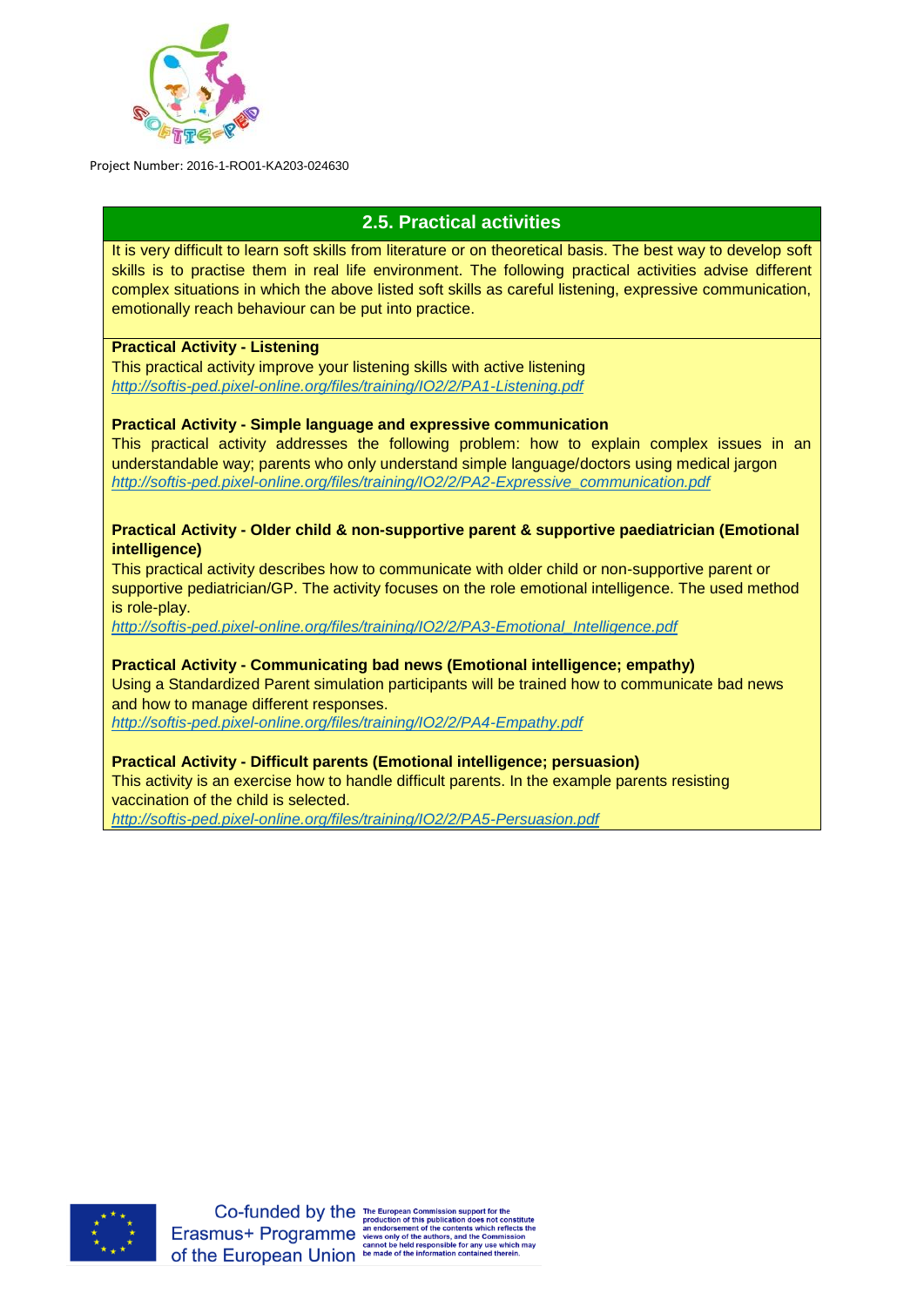## 2.5. Practical activities

It is very difficult to learn soft skills from literature or on theoretical basis. The best way to develop soft skills is to practise them in real life environment. The following practical activities advise different complex situations in which the above listed soft skills as careful listening, expressive communication, emotionally reach behaviour can be put into practice.

**Practical Activity - Listening**

This practical activity improve your listening skills with active listening

*http://softis-ped.pixel-online.org/files/training/IO2/2/PA1-Listening.pdf*

**Practical Activity - Simple language and expressive communication**

This practical activity addresses the following problem: how to explain complex issues in an understandable way; parents who only understand simple language/doctors using medical jargon

*http://softis-ped.pixel-online.org/files/training/IO2/2/PA2-Expressive_communication.pdf*

**Practical Activity - Older child & non-supportive parent & supportive paediatrician (Emotional intelligence)**

This practical activity describes how to communicate with older child or non-supportive parent or supportive pediatrician/GP. The activity focuses on the role emotional intelligence. The used method is role-play.

*http://softis-ped.pixel-online.org/files/training/IO2/2/PA3-Emotional_Intelligence.pdf*

**Practical Activity - Communicating bad news (Emotional intelligence; empathy)**

Using a Standardized Parent simulation participants will be trained how to communicate bad news and how to manage different responses.

*http://softis-ped.pixel-online.org/files/training/IO2/2/PA4-Empathy.pdf*

**Practical Activity - Difficult parents (Emotional intelligence; persuasion)**

This activity is an exercise how to handle difficult parents. In the example parents resisting vaccination of the child is selected.

*http://softis-ped.pixel-online.org/files/training/IO2/2/PA5-Persuasion.pdf*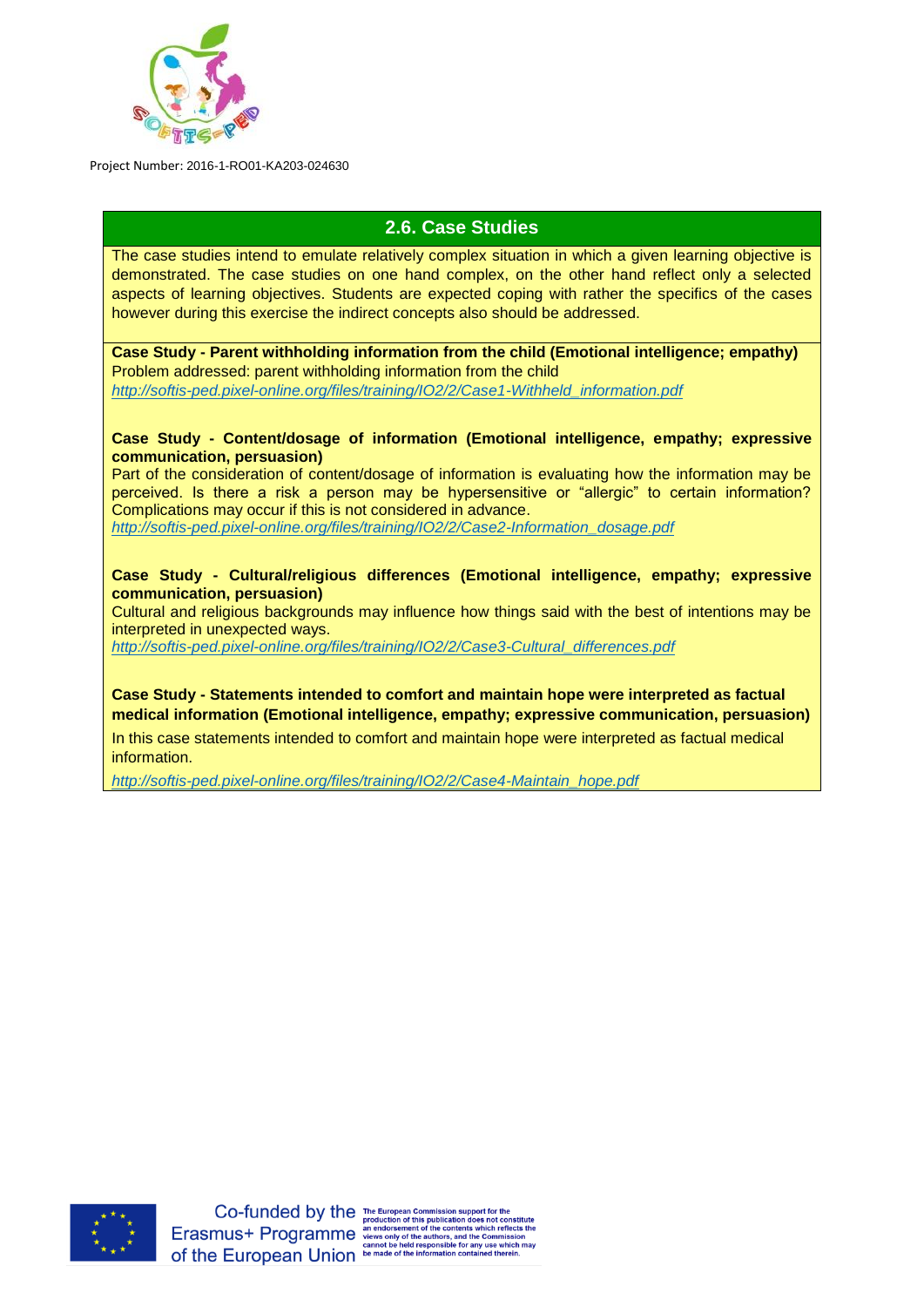## 2.6. Case Studies

The case studies intend to emulate relatively complex situation in which a given learning objective is demonstrated. The case studies on one hand complex, on the other hand reflect only a selected aspects of learning objectives. Students are expected coping with rather the specifics of the cases however during this exercise the indirect concepts also should be addressed.

**Case Study - Parent withholding information from the child (Emotional intelligence; empathy)**

Problem addressed: parent withholding information from the child

*http://softis-ped.pixel-online.org/files/training/IO2/2/Case1-Withheld_information.pdf*

**Case Study - Content/dosage of information (Emotional intelligence, empathy; expressive communication, persuasion)**

Part of the consideration of content/dosage of information is evaluating how the information may be perceived. Is there a risk a person may be hypersensitive or "allergic" to certain information? Complications may occur if this is not considered in advance.

*http://softis-ped.pixel-online.org/files/training/IO2/2/Case2-Information_dosage.pdf*

**Case Study - Cultural/religious differences (Emotional intelligence, empathy; expressive communication, persuasion)**

Cultural and religious backgrounds may influence how things said with the best of intentions may be interpreted in unexpected ways.

*http://softis-ped.pixel-online.org/files/training/IO2/2/Case3-Cultural_differences.pdf*

**Case Study - Statements intended to comfort and maintain hope were interpreted as factual medical information (Emotional intelligence, empathy; expressive communication, persuasion)**

In this case statements intended to comfort and maintain hope were interpreted as factual medical information.

*http://softis-ped.pixel-online.org/files/training/IO2/2/Case4-Maintain_hope.pdf*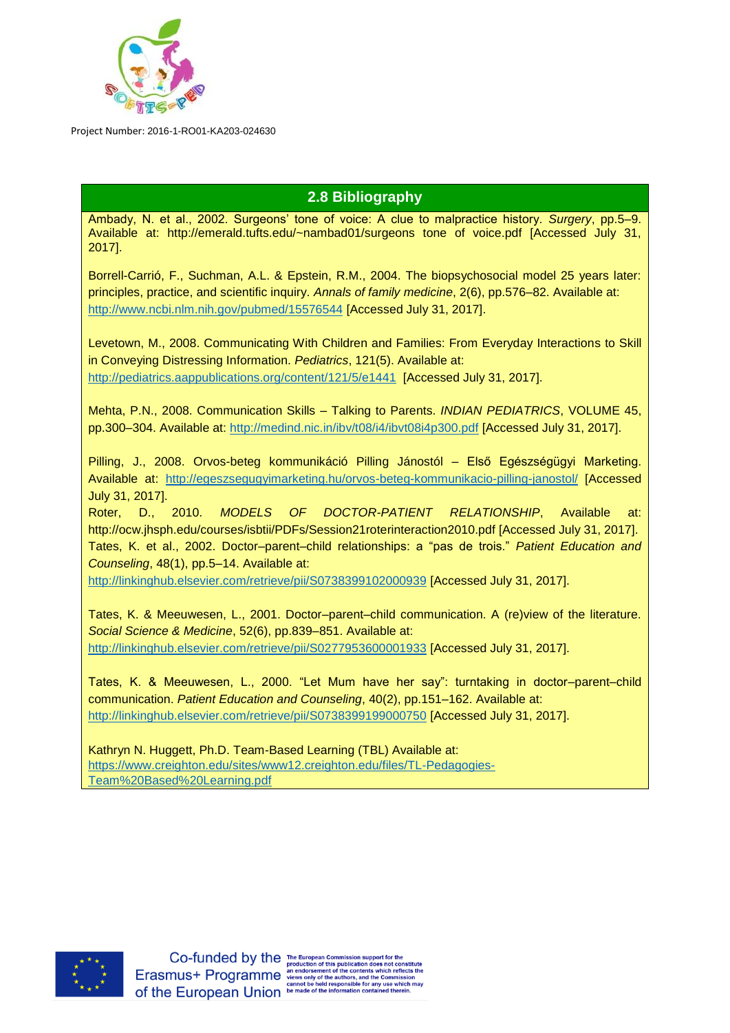## 2.8 Bibliography

Ambady, N. et al., 2002. Surgeons' tone of voice: A clue to malpractice history. *Surgery*, pp.5–9. Available at: http://emerald.tufts.edu/~nambad01/surgeons tone of voice.pdf [Accessed July 31, 2017].

Borrell-Carrió, F., Suchman, A.L. & Epstein, R.M., 2004. The biopsychosocial model 25 years later: principles, practice, and scientific inquiry. *Annals of family medicine*, 2(6), pp.576–82. Available at: http://www.ncbi.nlm.nih.gov/pubmed/15576544 [Accessed July 31, 2017].

Levetown, M., 2008. Communicating With Children and Families: From Everyday Interactions to Skill in Conveying Distressing Information. *Pediatrics*, 121(5). Available at: http://pediatrics.aappublications.org/content/121/5/e1441 [Accessed July 31, 2017].

Mehta, P.N., 2008. Communication Skills – Talking to Parents. *INDIAN PEDIATRICS*, VOLUME 45, pp.300–304. Available at: http://medind.nic.in/ibv/t08/i4/ibvt08i4p300.pdf [Accessed July 31, 2017].

Pilling, J., 2008. Orvos-beteg kommunikáció Pilling Jánostól – Első Egészségügyi Marketing. Available at: http://egeszsegugyimarketing.hu/orvos-beteg-kommunikacio-pilling-janostol/ [Accessed July 31, 2017].

Roter, D., 2010. *MODELS OF DOCTOR-PATIENT RELATIONSHIP*, Available at: http://ocw.jhsph.edu/courses/isbtii/PDFs/Session21roterinteraction2010.pdf [Accessed July 31, 2017].

Tates, K. et al., 2002. Doctor–parent–child relationships: a "pas de trois." *Patient Education and Counseling*, 48(1), pp.5–14. Available at: http://linkinghub.elsevier.com/retrieve/pii/S0738399102000939 [Accessed July 31, 2017].

Tates, K. & Meeuwesen, L., 2001. Doctor–parent–child communication. A (re)view of the literature. *Social Science & Medicine*, 52(6), pp.839–851. Available at: http://linkinghub.elsevier.com/retrieve/pii/S0277953600001933 [Accessed July 31, 2017].

Tates, K. & Meeuwesen, L., 2000. "Let Mum have her say": turntaking in doctor–parent–child communication. *Patient Education and Counseling*, 40(2), pp.151–162. Available at: http://linkinghub.elsevier.com/retrieve/pii/S0738399199000750 [Accessed July 31, 2017].

Kathryn N. Huggett, Ph.D. Team-Based Learning (TBL) Available at: https://www.creighton.edu/sites/www12.creighton.edu/files/TL-Pedagogies-Team%20Based%20Learning.pdf